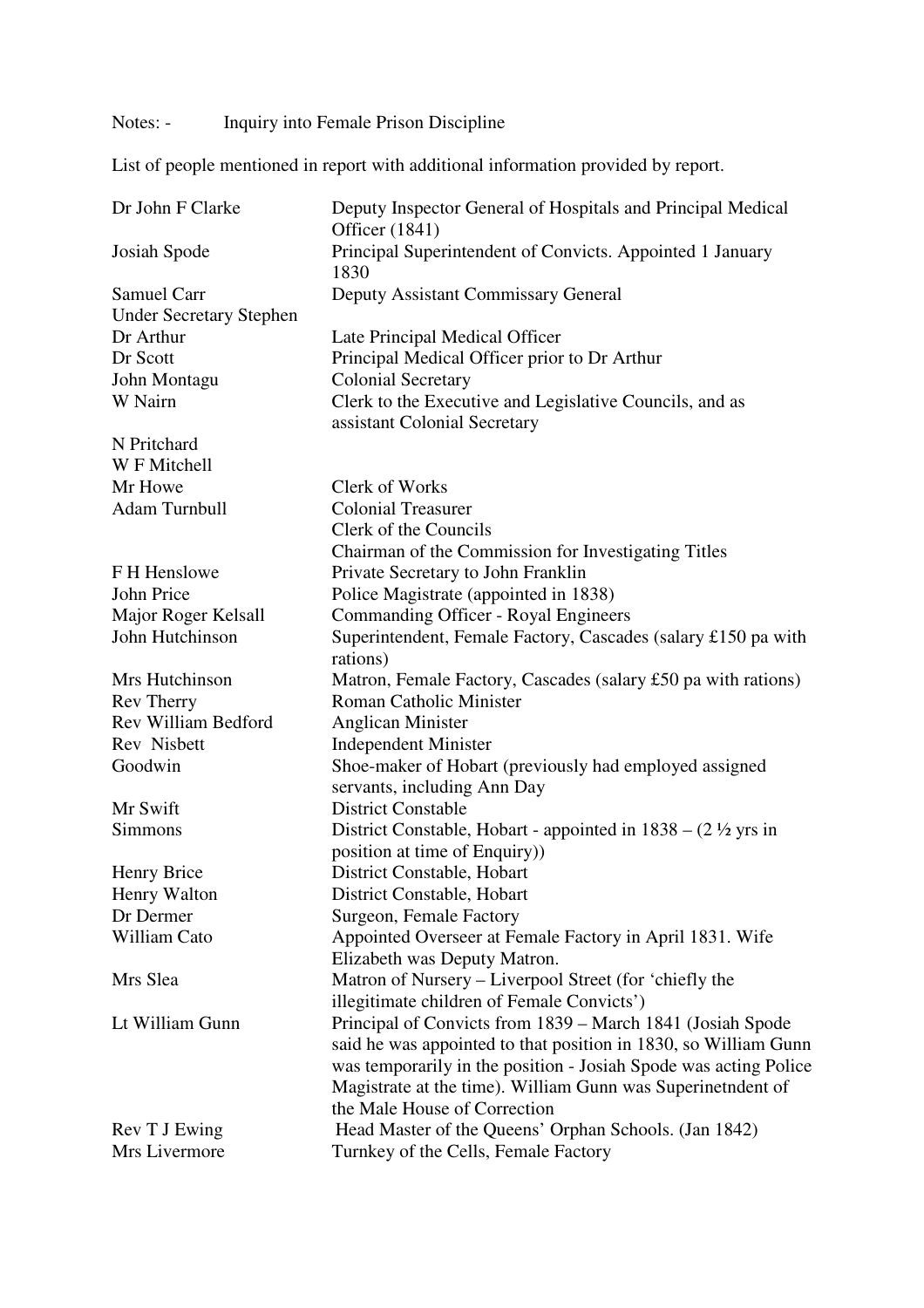Notes: - Inquiry into Female Prison Discipline

List of people mentioned in report with additional information provided by report.

| Name | Information |
|---|---|
| Dr John F Clarke | Deputy Inspector General of Hospitals and Principal Medical Officer (1841) |
| Josiah Spode | Principal Superintendent of Convicts. Appointed 1 January 1830 |
| Samuel Carr | Deputy Assistant Commissary General |
| Under Secretary Stephen | |
| Dr Arthur | Late Principal Medical Officer |
| Dr Scott | Principal Medical Officer prior to Dr Arthur |
| John Montagu | Colonial Secretary |
| W Nairn | Clerk to the Executive and Legislative Councils, and as assistant Colonial Secretary |
| N Pritchard | |
| W F Mitchell | |
| Mr Howe | Clerk of Works |
| Adam Turnbull | Colonial Treasurer<br>Clerk of the Councils<br>Chairman of the Commission for Investigating Titles |
| F H Henslowe | Private Secretary to John Franklin |
| John Price | Police Magistrate (appointed in 1838) |
| Major Roger Kelsall | Commanding Officer - Royal Engineers |
| John Hutchinson | Superintendent, Female Factory, Cascades (salary £150 pa with rations) |
| Mrs Hutchinson | Matron, Female Factory, Cascades (salary £50 pa with rations) |
| Rev Therry | Roman Catholic Minister |
| Rev William Bedford | Anglican Minister |
| Rev Nisbett | Independent Minister |
| Goodwin | Shoe-maker of Hobart (previously had employed assigned servants, including Ann Day |
| Mr Swift | District Constable |
| Simmons | District Constable, Hobart - appointed in 1838 – (2 ½ yrs in position at time of Enquiry)) |
| Henry Brice | District Constable, Hobart |
| Henry Walton | District Constable, Hobart |
| Dr Dermer | Surgeon, Female Factory |
| William Cato | Appointed Overseer at Female Factory in April 1831. Wife Elizabeth was Deputy Matron. |
| Mrs Slea | Matron of Nursery – Liverpool Street (for 'chiefly the illegitimate children of Female Convicts') |
| Lt William Gunn | Principal of Convicts from 1839 – March 1841 (Josiah Spode said he was appointed to that position in 1830, so William Gunn was temporarily in the position - Josiah Spode was acting Police Magistrate at the time). William Gunn was Superinetndent of the Male House of Correction |
| Rev T J Ewing | Head Master of the Queens' Orphan Schools. (Jan 1842) |
| Mrs Livermore | Turnkey of the Cells, Female Factory |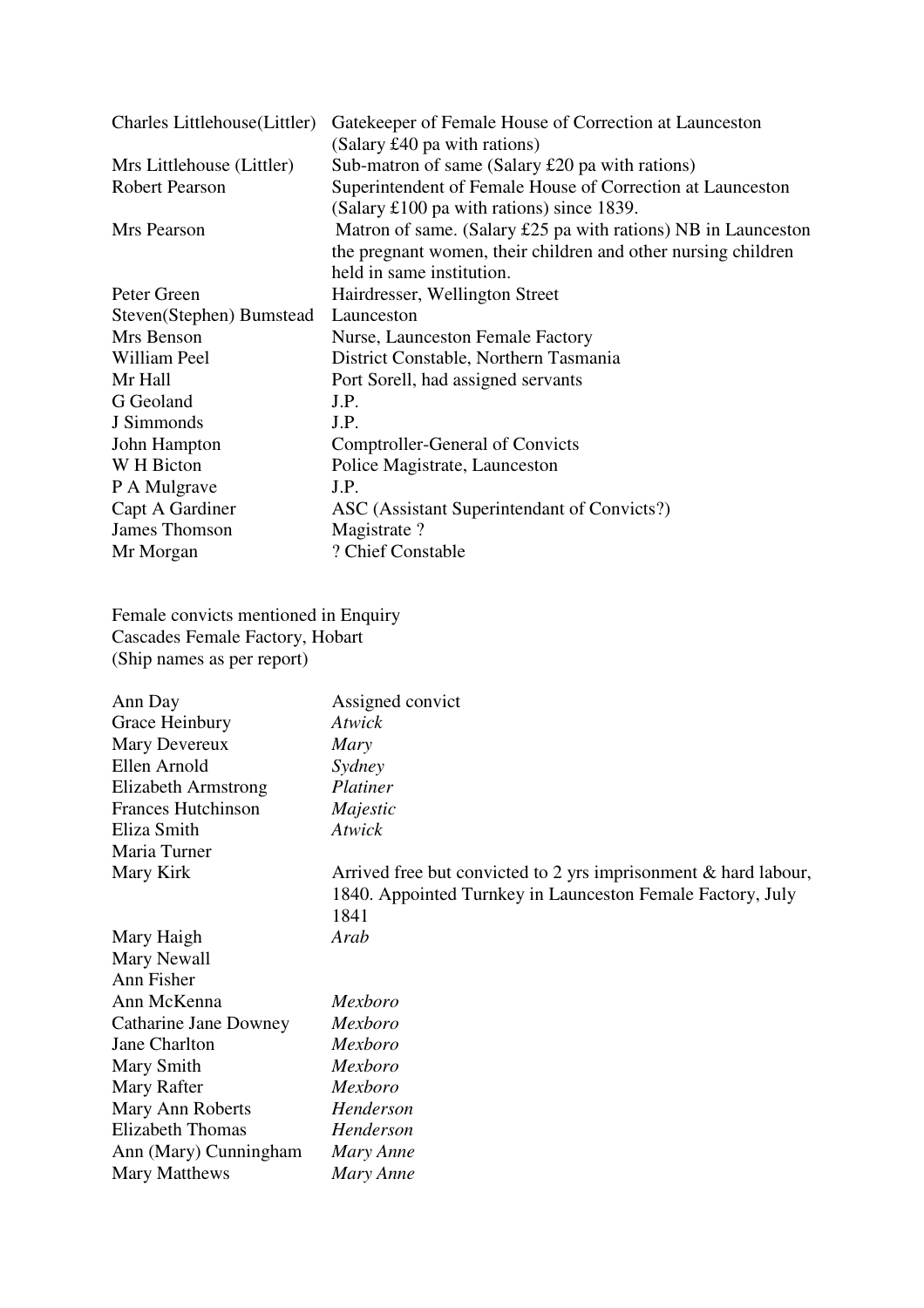| | |
|---|---|
| Charles Littlehouse(Littler) | Gatekeeper of Female House of Correction at Launceston (Salary £40 pa with rations) |
| Mrs Littlehouse (Littler) | Sub-matron of same (Salary £20 pa with rations) |
| Robert Pearson | Superintendent of Female House of Correction at Launceston (Salary £100 pa with rations) since 1839. |
| Mrs Pearson | Matron of same. (Salary £25 pa with rations) NB in Launceston the pregnant women, their children and other nursing children held in same institution. |
| Peter Green | Hairdresser, Wellington Street |
| Steven(Stephen) Bumstead | Launceston |
| Mrs Benson | Nurse, Launceston Female Factory |
| William Peel | District Constable, Northern Tasmania |
| Mr Hall | Port Sorell, had assigned servants |
| G Geoland | J.P. |
| J Simmonds | J.P. |
| John Hampton | Comptroller-General of Convicts |
| W H Bicton | Police Magistrate, Launceston |
| P A Mulgrave | J.P. |
| Capt A Gardiner | ASC (Assistant Superintendant of Convicts?) |
| James Thomson | Magistrate ? |
| Mr Morgan | ? Chief Constable |

Female convicts mentioned in Enquiry
Cascades Female Factory, Hobart
(Ship names as per report)

| | |
|---|---|
| Ann Day | Assigned convict |
| Grace Heinbury | *Atwick* |
| Mary Devereux | *Mary* |
| Ellen Arnold | *Sydney* |
| Elizabeth Armstrong | *Platiner* |
| Frances Hutchinson | *Majestic* |
| Eliza Smith | *Atwick* |
| Maria Turner | |
| Mary Kirk | Arrived free but convicted to 2 yrs imprisonment & hard labour, 1840. Appointed Turnkey in Launceston Female Factory, July 1841 |
| Mary Haigh | *Arab* |
| Mary Newall | |
| Ann Fisher | |
| Ann McKenna | *Mexboro* |
| Catharine Jane Downey | *Mexboro* |
| Jane Charlton | *Mexboro* |
| Mary Smith | *Mexboro* |
| Mary Rafter | *Mexboro* |
| Mary Ann Roberts | *Henderson* |
| Elizabeth Thomas | *Henderson* |
| Ann (Mary) Cunningham | *Mary Anne* |
| Mary Matthews | *Mary Anne* |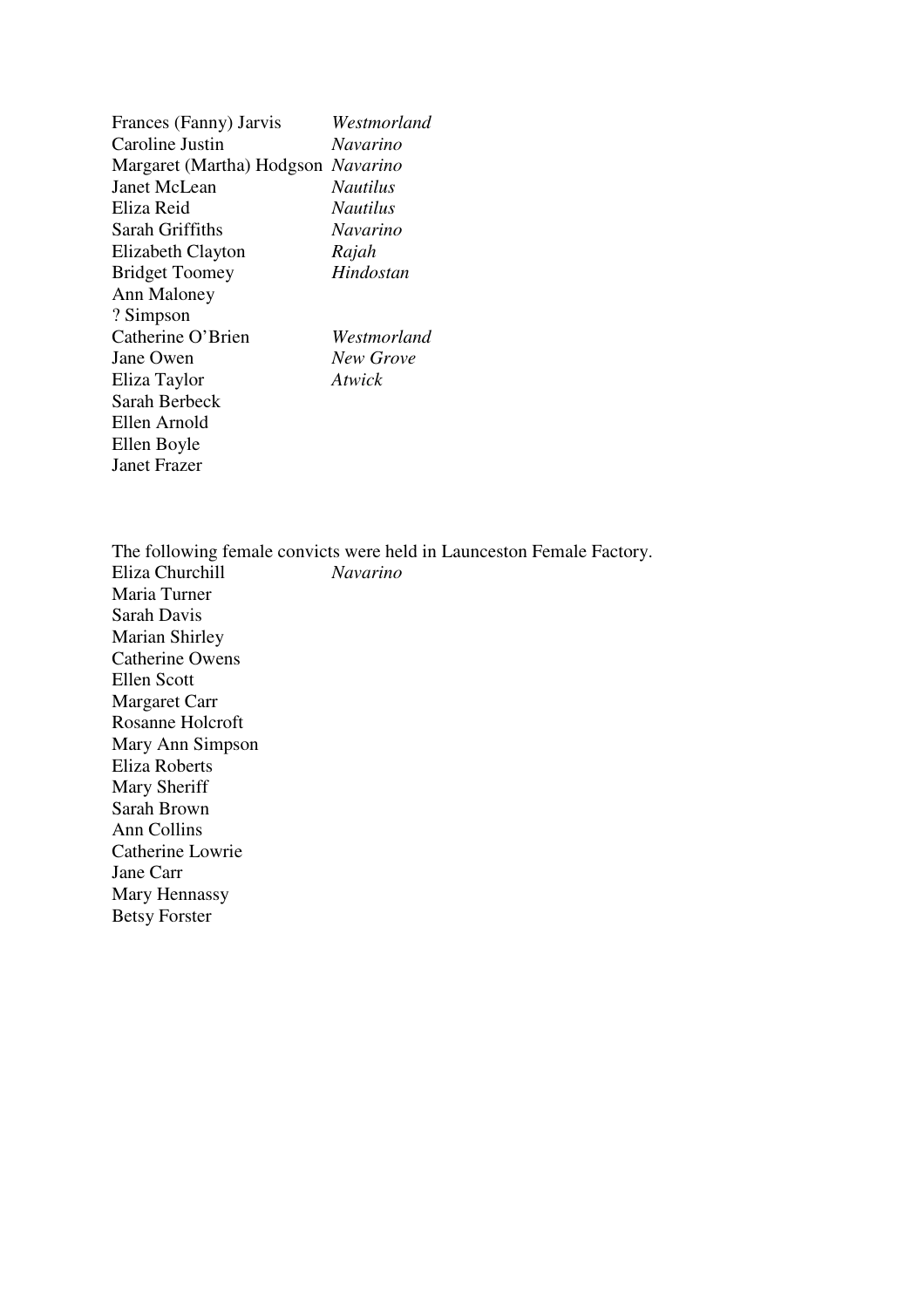| | |
|---|---|
| Frances (Fanny) Jarvis | *Westmorland* |
| Caroline Justin | *Navarino* |
| Margaret (Martha) Hodgson | *Navarino* |
| Janet McLean | *Nautilus* |
| Eliza Reid | *Nautilus* |
| Sarah Griffiths | *Navarino* |
| Elizabeth Clayton | *Rajah* |
| Bridget Toomey | *Hindostan* |
| Ann Maloney | |
| ? Simpson | |
| Catherine O'Brien | *Westmorland* |
| Jane Owen | *New Grove* |
| Eliza Taylor | *Atwick* |
| Sarah Berbeck | |
| Ellen Arnold | |
| Ellen Boyle | |
| Janet Frazer | |

The following female convicts were held in Launceston Female Factory.

| | |
|---|---|
| Eliza Churchill | *Navarino* |
| Maria Turner | |
| Sarah Davis | |
| Marian Shirley | |
| Catherine Owens | |
| Ellen Scott | |
| Margaret Carr | |
| Rosanne Holcroft | |
| Mary Ann Simpson | |
| Eliza Roberts | |
| Mary Sheriff | |
| Sarah Brown | |
| Ann Collins | |
| Catherine Lowrie | |
| Jane Carr | |
| Mary Hennassy | |
| Betsy Forster | |